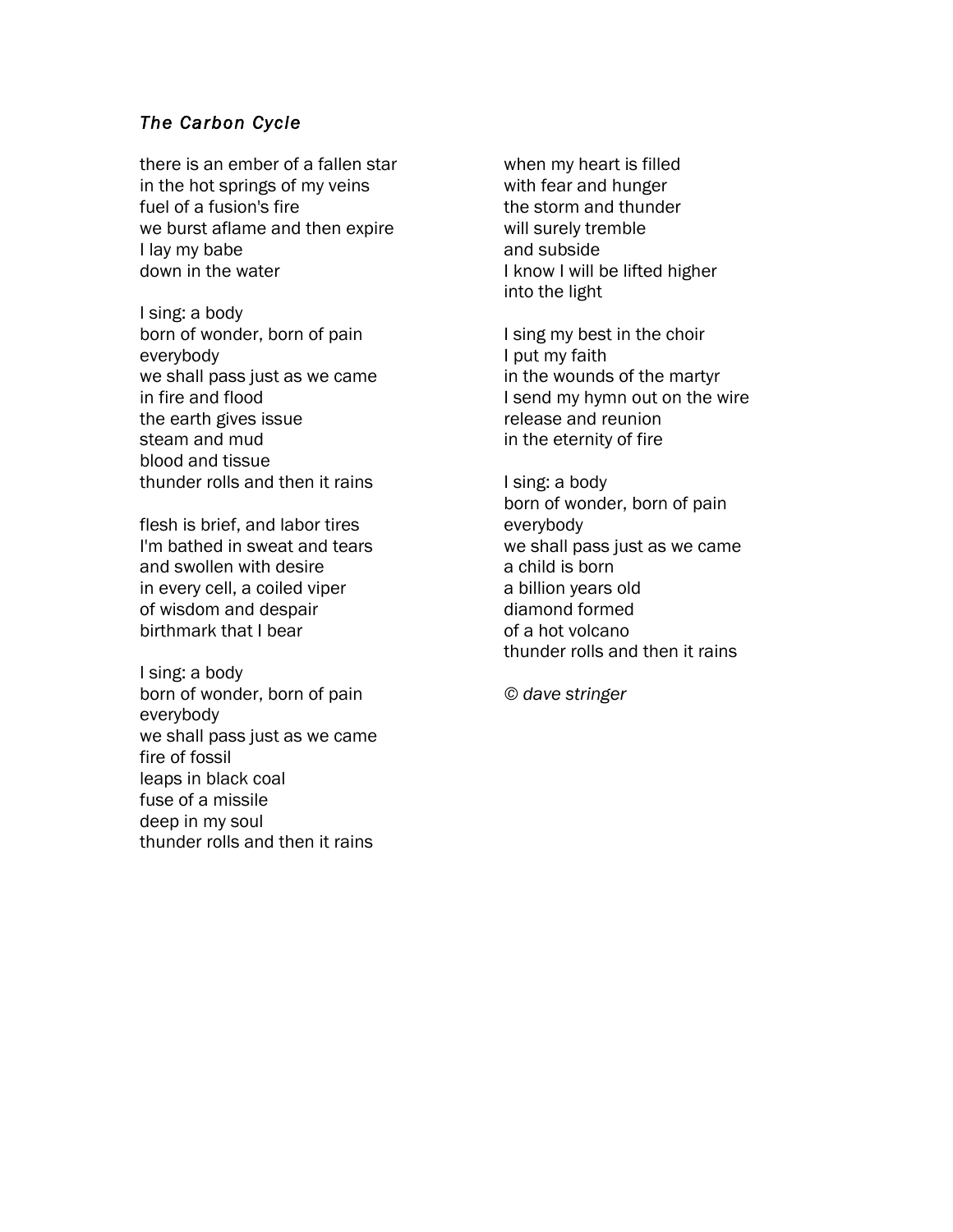*The Carbon Cycle*

there is an ember of a fallen star  
in the hot springs of my veins  
fuel of a fusion's fire  
we burst aflame and then expire  
I lay my babe  
down in the water

I sing: a body  
born of wonder, born of pain  
everybody  
we shall pass just as we came  
in fire and flood  
the earth gives issue  
steam and mud  
blood and tissue  
thunder rolls and then it rains

flesh is brief, and labor tires  
I'm bathed in sweat and tears  
and swollen with desire  
in every cell, a coiled viper  
of wisdom and despair  
birthmark that I bear

I sing: a body  
born of wonder, born of pain  
everybody  
we shall pass just as we came  
fire of fossil  
leaps in black coal  
fuse of a missile  
deep in my soul  
thunder rolls and then it rains

when my heart is filled  
with fear and hunger  
the storm and thunder  
will surely tremble  
and subside  
I know I will be lifted higher  
into the light

I sing my best in the choir  
I put my faith  
in the wounds of the martyr  
I send my hymn out on the wire  
release and reunion  
in the eternity of fire

I sing: a body  
born of wonder, born of pain  
everybody  
we shall pass just as we came  
a child is born  
a billion years old  
diamond formed  
of a hot volcano  
thunder rolls and then it rains

*© dave stringer*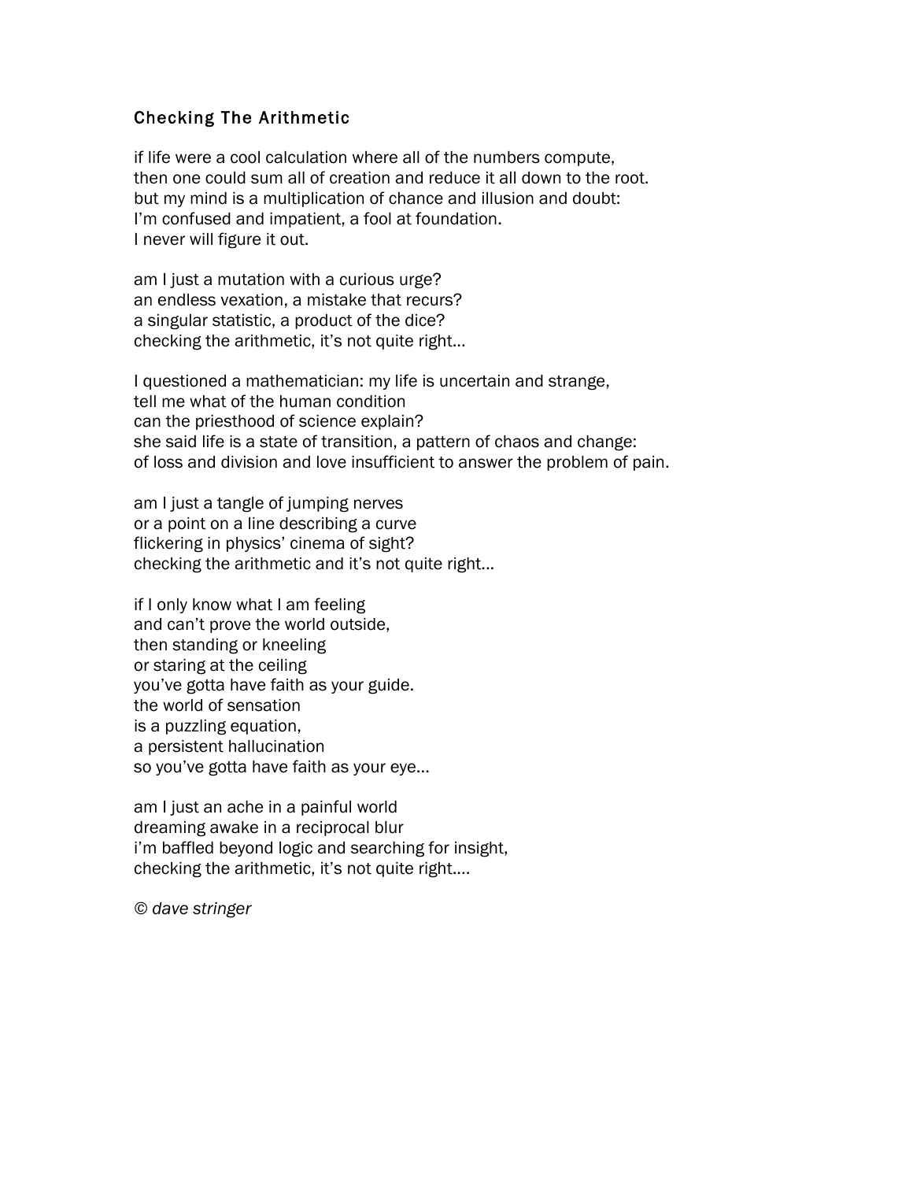## Checking The Arithmetic

if life were a cool calculation where all of the numbers compute,
then one could sum all of creation and reduce it all down to the root.
but my mind is a multiplication of chance and illusion and doubt:
I'm confused and impatient, a fool at foundation.
I never will figure it out.

am I just a mutation with a curious urge?
an endless vexation, a mistake that recurs?
a singular statistic, a product of the dice?
checking the arithmetic, it's not quite right…

I questioned a mathematician: my life is uncertain and strange,
tell me what of the human condition
can the priesthood of science explain?
she said life is a state of transition, a pattern of chaos and change:
of loss and division and love insufficient to answer the problem of pain.

am I just a tangle of jumping nerves
or a point on a line describing a curve
flickering in physics' cinema of sight?
checking the arithmetic and it's not quite right…

if I only know what I am feeling
and can't prove the world outside,
then standing or kneeling
or staring at the ceiling
you've gotta have faith as your guide.
the world of sensation
is a puzzling equation,
a persistent hallucination
so you've gotta have faith as your eye…

am I just an ache in a painful world
dreaming awake in a reciprocal blur
i'm baffled beyond logic and searching for insight,
checking the arithmetic, it's not quite right….

*© dave stringer*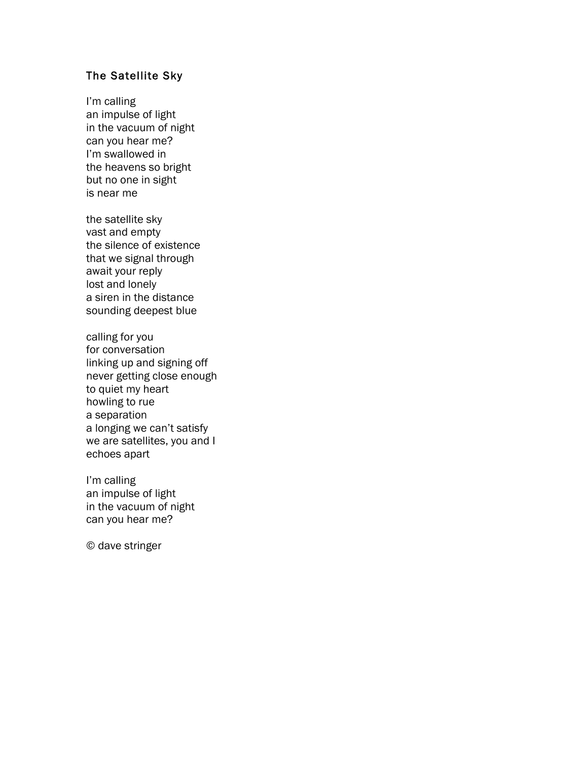## The Satellite Sky

I'm calling
an impulse of light
in the vacuum of night
can you hear me?
I'm swallowed in
the heavens so bright
but no one in sight
is near me

the satellite sky
vast and empty
the silence of existence
that we signal through
await your reply
lost and lonely
a siren in the distance
sounding deepest blue

calling for you
for conversation
linking up and signing off
never getting close enough
to quiet my heart
howling to rue
a separation
a longing we can't satisfy
we are satellites, you and I
echoes apart

I'm calling
an impulse of light
in the vacuum of night
can you hear me?

© dave stringer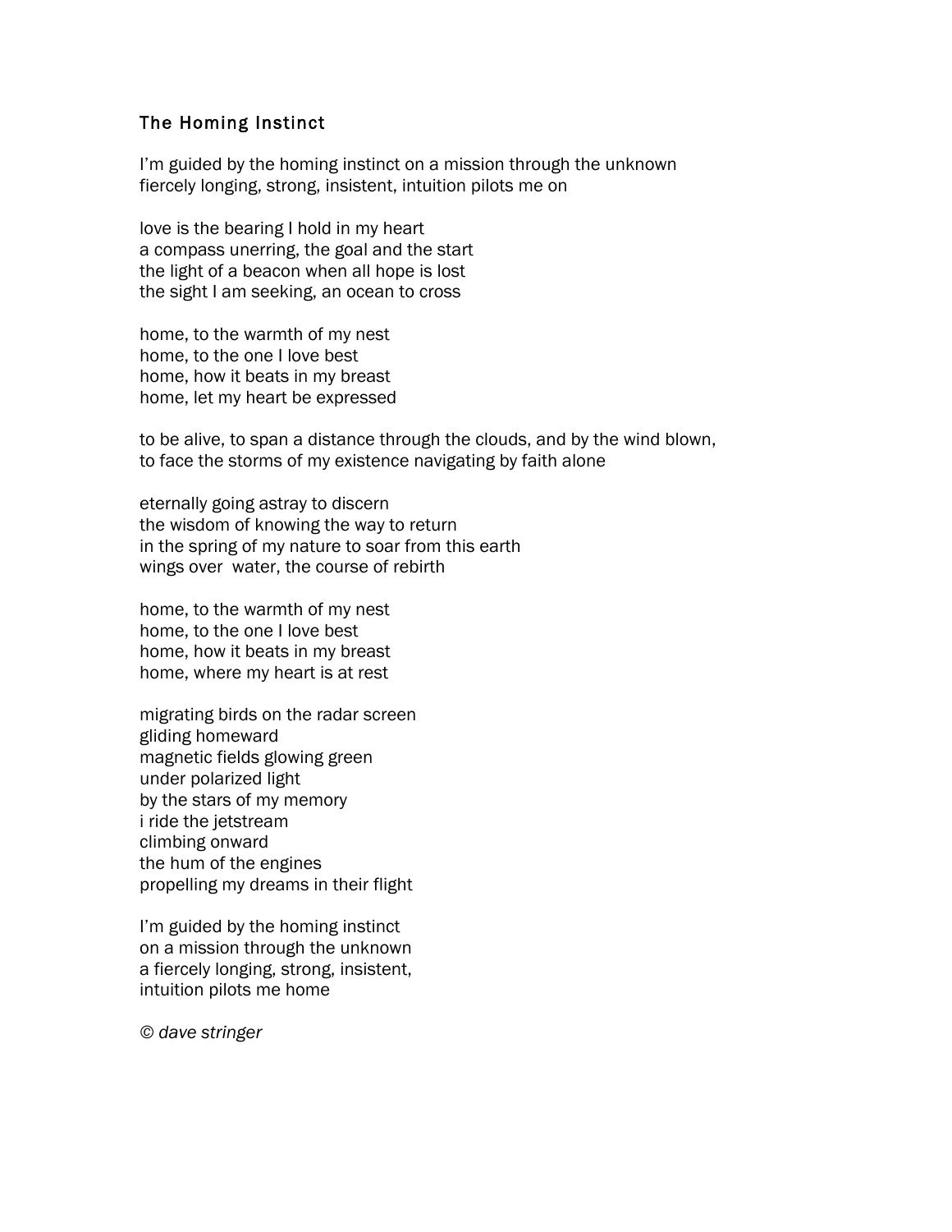## The Homing Instinct

I'm guided by the homing instinct on a mission through the unknown  
fiercely longing, strong, insistent, intuition pilots me on

love is the bearing I hold in my heart  
a compass unerring, the goal and the start  
the light of a beacon when all hope is lost  
the sight I am seeking, an ocean to cross

home, to the warmth of my nest  
home, to the one I love best  
home, how it beats in my breast  
home, let my heart be expressed

to be alive, to span a distance through the clouds, and by the wind blown,  
to face the storms of my existence navigating by faith alone

eternally going astray to discern  
the wisdom of knowing the way to return  
in the spring of my nature to soar from this earth  
wings over water, the course of rebirth

home, to the warmth of my nest  
home, to the one I love best  
home, how it beats in my breast  
home, where my heart is at rest

migrating birds on the radar screen  
gliding homeward  
magnetic fields glowing green  
under polarized light  
by the stars of my memory  
i ride the jetstream  
climbing onward  
the hum of the engines  
propelling my dreams in their flight

I'm guided by the homing instinct  
on a mission through the unknown  
a fiercely longing, strong, insistent,  
intuition pilots me home

*© dave stringer*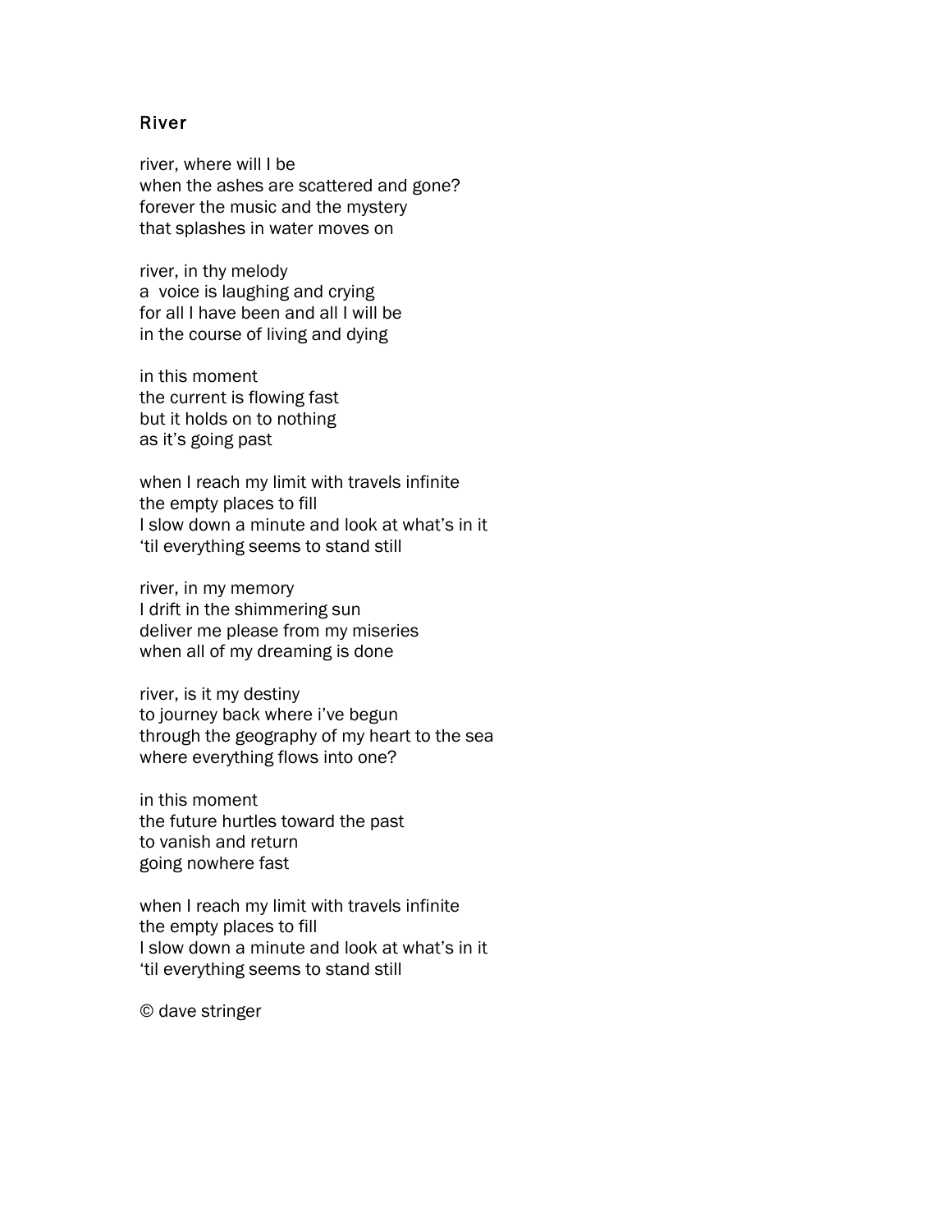## River

river, where will I be
when the ashes are scattered and gone?
forever the music and the mystery
that splashes in water moves on

river, in thy melody
a voice is laughing and crying
for all I have been and all I will be
in the course of living and dying

in this moment
the current is flowing fast
but it holds on to nothing
as it's going past

when I reach my limit with travels infinite
the empty places to fill
I slow down a minute and look at what's in it
'til everything seems to stand still

river, in my memory
I drift in the shimmering sun
deliver me please from my miseries
when all of my dreaming is done

river, is it my destiny
to journey back where i've begun
through the geography of my heart to the sea
where everything flows into one?

in this moment
the future hurtles toward the past
to vanish and return
going nowhere fast

when I reach my limit with travels infinite
the empty places to fill
I slow down a minute and look at what's in it
'til everything seems to stand still

© dave stringer